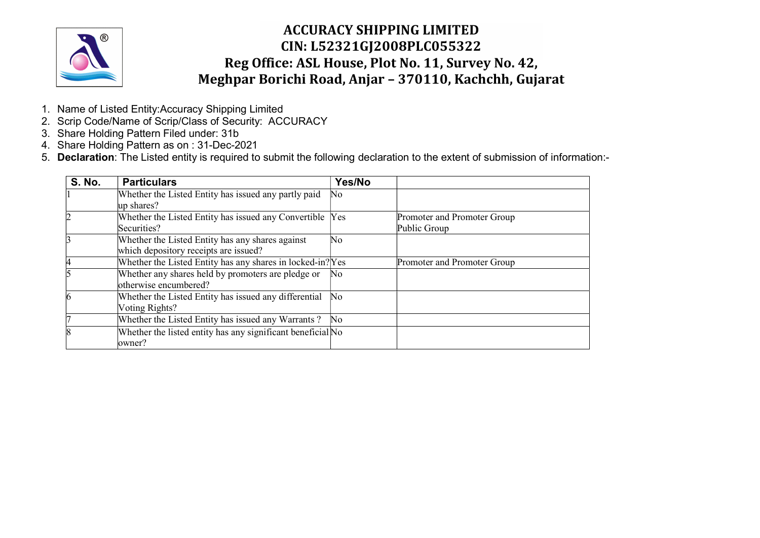# ACCURACY SHIPPING LIMITED

## CIN: L52321GJ2008PLC055322

## Reg Office: ASL House, Plot No. 11, Survey No. 42, Meghpar Borichi Road, Anjar – 370110, Kachchh, Gujarat

1. Name of Listed Entity:Accuracy Shipping Limited
2. Scrip Code/Name of Scrip/Class of Security: ACCURACY
3. Share Holding Pattern Filed under: 31b
4. Share Holding Pattern as on : 31-Dec-2021
5. **Declaration**: The Listed entity is required to submit the following declaration to the extent of submission of information:-

| S. No. | Particulars | Yes/No | |
|---|---|---|---|
| 1 | Whether the Listed Entity has issued any partly paid up shares? | No | |
| 2 | Whether the Listed Entity has issued any Convertible Securities? | Yes | Promoter and Promoter Group<br>Public Group |
| 3 | Whether the Listed Entity has any shares against which depository receipts are issued? | No | |
| 4 | Whether the Listed Entity has any shares in locked-in? | Yes | Promoter and Promoter Group |
| 5 | Whether any shares held by promoters are pledge or otherwise encumbered? | No | |
| 6 | Whether the Listed Entity has issued any differential Voting Rights? | No | |
| 7 | Whether the Listed Entity has issued any Warrants ? | No | |
| 8 | Whether the listed entity has any significant beneficial owner? | No | |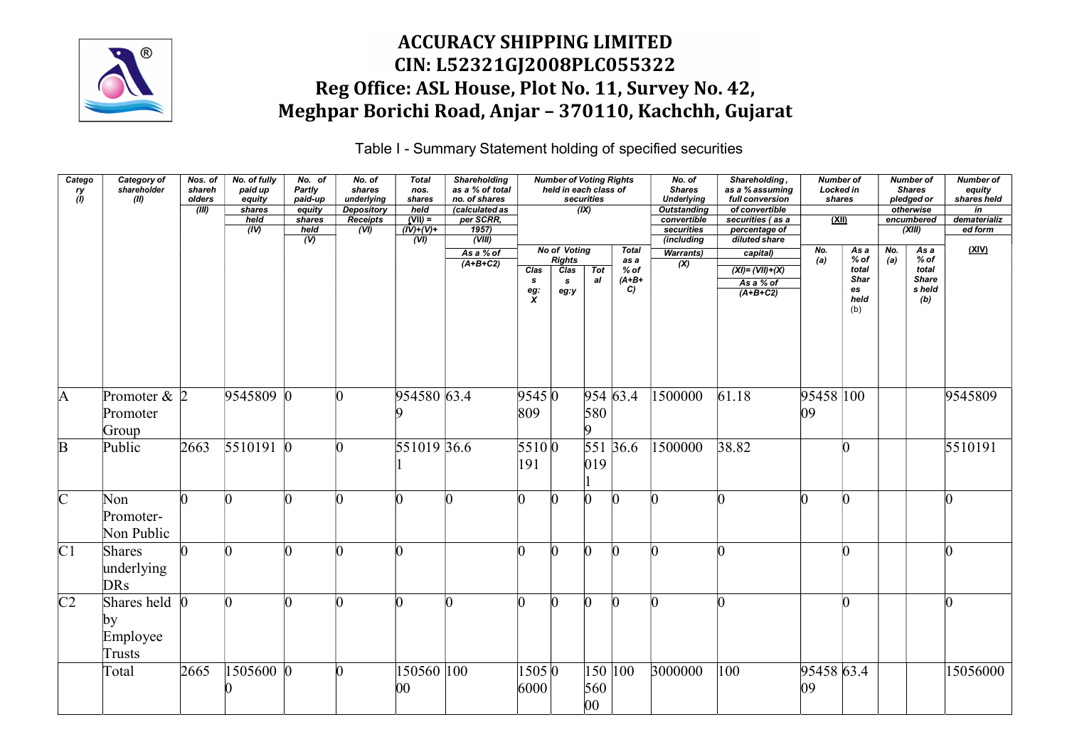# ACCURACY SHIPPING LIMITED

## CIN: L52321GJ2008PLC055322

## Reg Office: ASL House, Plot No. 11, Survey No. 42, Meghpar Borichi Road, Anjar – 370110, Kachchh, Gujarat

Table I - Summary Statement holding of specified securities

| Category (I) | Category of shareholder (II) | Nos. of shareholders (III) | No. of fully paid up equity shares held (IV) | No. of Partly paid-up equity shares held (V) | No. of shares underlying Depository Receipts (VI) | Total nos. shares held (VII) = (IV)+(V)+ (VI) | Shareholding as a % of total no. of shares (calculated as per SCRR, 1957) (VIII) As a % of (A+B+C2) | Number of Voting Rights held in each class of securities (IX) | | | | No. of Shares Underlying Outstanding convertible securities (including Warrants) (X) | Shareholding, as a % assuming full conversion of convertible securities ( as a percentage of diluted share capital) (XI)= (VII)+(X) As a % of (A+B+C2) | Number of Locked in shares (XII) | | Number of Shares pledged or otherwise encumbered (XIII) | | Number of equity shares held in dematerialized form (XIV) |
|---|---|---|---|---|---|---|---|---|---|---|---|---|---|---|---|---|---|---|
| | | | | | | | | No of Voting Rights | | | Total as a % of (A+B+C) | | | No. (a) | As a % of total Shares held (b) | No. (a) | As a % of total Shares held (b) | |
| | | | | | | | | Class eg: X | Class eg:y | Total | | | | | | | | |
| A | Promoter & Promoter Group | 2 | 9545809 | 0 | 0 | 9545809 | 63.4 | 9545809 | 0 | 9545809 | 63.4 | 1500000 | 61.18 | 9545809 | 100 | | | 9545809 |
| B | Public | 2663 | 5510191 | 0 | 0 | 5510191 | 36.6 | 5510191 | 0 | 5510191 | 36.6 | 1500000 | 38.82 | | 0 | | | 5510191 |
| C | Non Promoter- Non Public | 0 | 0 | 0 | 0 | 0 | 0 | 0 | 0 | 0 | 0 | 0 | 0 | 0 | 0 | | | 0 |
| C1 | Shares underlying DRs | 0 | 0 | 0 | 0 | 0 | | 0 | 0 | 0 | 0 | 0 | 0 | | 0 | | | 0 |
| C2 | Shares held by Employee Trusts | 0 | 0 | 0 | 0 | 0 | 0 | 0 | 0 | 0 | 0 | 0 | 0 | | 0 | | | 0 |
| | Total | 2665 | 15056000 | 0 | 0 | 15056000 | 100 | 15056000 | 0 | 15056000 | 100 | 3000000 | 100 | 9545809 | 63.4 | | | 15056000 |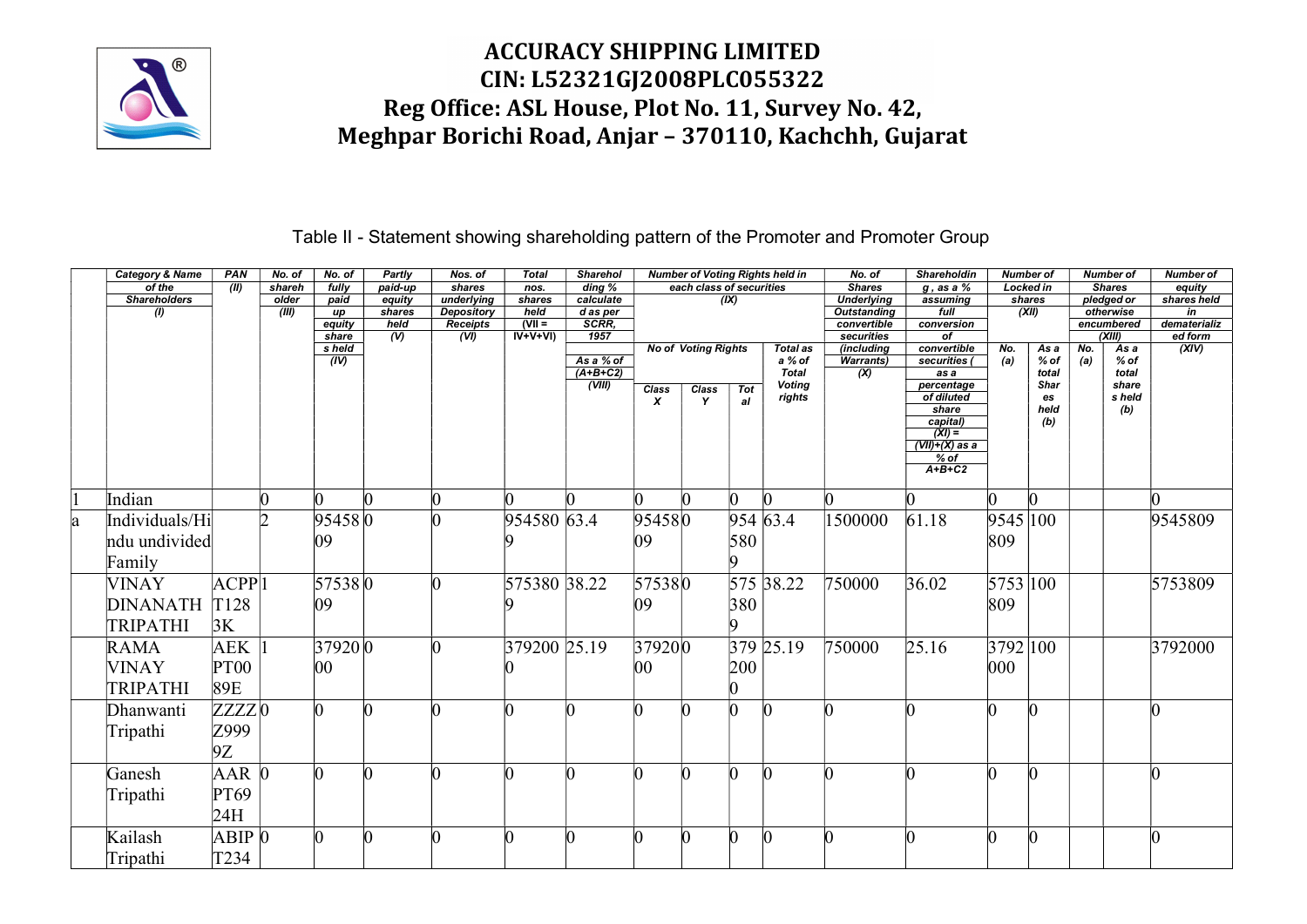# ACCURACY SHIPPING LIMITED
## CIN: L52321GJ2008PLC055322
## Reg Office: ASL House, Plot No. 11, Survey No. 42, Meghpar Borichi Road, Anjar – 370110, Kachchh, Gujarat

Table II - Statement showing shareholding pattern of the Promoter and Promoter Group

| | Category & Name of the Shareholders (I) | PAN (II) | No. of shareholder (III) | No. of fully paid up equity shares held (IV) | Partly paid-up equity shares held (V) | Nos. of shares underlying Depository Receipts (VI) | Total nos. shares held (VII = IV+V+VI) | Shareholding % calculated as per SCRR, 1957 As a % of (A+B+C2) (VIII) | Number of Voting Rights held in each class of securities (IX) | | | | No. of Shares Underlying Outstanding convertible securities (including Warrants) (X) | Shareholding , as a % assuming full conversion of convertible securities ( as a percentage of diluted share capital) (XI) = (VII)+(X) as a % of A+B+C2 | Number of Locked in shares (XII) | | Number of Shares pledged or otherwise encumbered (XIII) | | Number of equity shares held in dematerialized form (XIV) |
|---|---|---|---|---|---|---|---|---|---|---|---|---|---|---|---|---|---|---|---|
| | | | | | | | | | No of Voting Rights | | | Total as a % of Total Voting rights | | | No. (a) | As a % of total Shares held (b) | No. (a) | As a % of total share s held (b) | |
| | | | | | | | | | Class X | Class Y | Total | | | | | | | | |
| 1 | Indian | | 0 | 0 | 0 | 0 | 0 | 0 | 0 | 0 | 0 | 0 | 0 | 0 | 0 | 0 | | | 0 |
| a | Individuals/Hindu undivided Family | | 2 | 9545809 | 0 | 0 | 9545809 | 63.4 | 9545809 | 0 | 9545809 | 63.4 | 1500000 | 61.18 | 9545809 | 100 | | | 9545809 |
| | VINAY DINANATH TRIPATHI | ACPPT1283K | 1 | 5753809 | 0 | 0 | 5753809 | 38.22 | 5753809 | 0 | 5753809 | 38.22 | 750000 | 36.02 | 5753809 | 100 | | | 5753809 |
| | RAMA VINAY TRIPATHI | AEKPT0089E | 1 | 3792000 | 0 | 0 | 3792000 | 25.19 | 3792000 | 0 | 3792000 | 25.19 | 750000 | 25.16 | 3792000 | 100 | | | 3792000 |
| | Dhanwanti Tripathi | ZZZZZ9999Z | 0 | 0 | 0 | 0 | 0 | 0 | 0 | 0 | 0 | 0 | 0 | 0 | 0 | 0 | | | 0 |
| | Ganesh Tripathi | AARPT6924H | 0 | 0 | 0 | 0 | 0 | 0 | 0 | 0 | 0 | 0 | 0 | 0 | 0 | 0 | | | 0 |
| | Kailash Tripathi | ABIPT234 | 0 | 0 | 0 | 0 | 0 | 0 | 0 | 0 | 0 | 0 | 0 | 0 | 0 | 0 | | | 0 |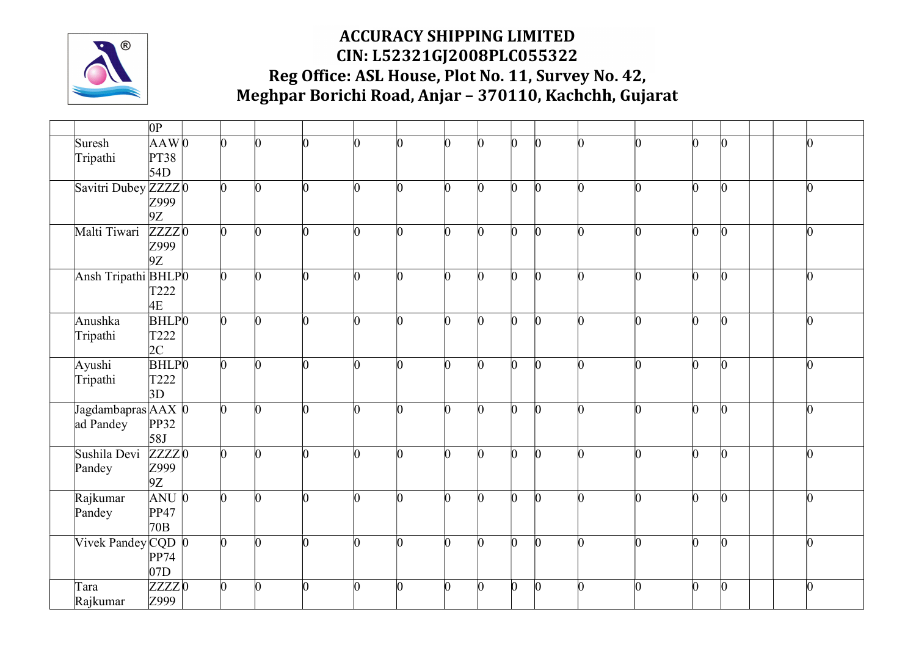| | | | | | | | | | | | | | | | | | | | |
|---|---|---|---|---|---|---|---|---|---|---|---|---|---|---|---|---|---|---|---|
| | | 0P | | | | | | | | | | | | | | | | | |
| | Suresh Tripathi | AAWPT3854D | 0 | 0 | 0 | 0 | 0 | 0 | 0 | 0 | 0 | 0 | 0 | 0 | 0 | 0 | | | 0 |
| | Savitri Dubey | ZZZZZ9999Z | 0 | 0 | 0 | 0 | 0 | 0 | 0 | 0 | 0 | 0 | 0 | 0 | 0 | 0 | | | 0 |
| | Malti Tiwari | ZZZZZ9999Z | 0 | 0 | 0 | 0 | 0 | 0 | 0 | 0 | 0 | 0 | 0 | 0 | 0 | 0 | | | 0 |
| | Ansh Tripathi | BHLPT2224E | 0 | 0 | 0 | 0 | 0 | 0 | 0 | 0 | 0 | 0 | 0 | 0 | 0 | 0 | | | 0 |
| | Anushka Tripathi | BHLPT2222C | 0 | 0 | 0 | 0 | 0 | 0 | 0 | 0 | 0 | 0 | 0 | 0 | 0 | 0 | | | 0 |
| | Ayushi Tripathi | BHLPT2223D | 0 | 0 | 0 | 0 | 0 | 0 | 0 | 0 | 0 | 0 | 0 | 0 | 0 | 0 | | | 0 |
| | Jagdambaprasad Pandey | AAXPP3258J | 0 | 0 | 0 | 0 | 0 | 0 | 0 | 0 | 0 | 0 | 0 | 0 | 0 | 0 | | | 0 |
| | Sushila Devi Pandey | ZZZZZ9999Z | 0 | 0 | 0 | 0 | 0 | 0 | 0 | 0 | 0 | 0 | 0 | 0 | 0 | 0 | | | 0 |
| | Rajkumar Pandey | ANUPP4770B | 0 | 0 | 0 | 0 | 0 | 0 | 0 | 0 | 0 | 0 | 0 | 0 | 0 | 0 | | | 0 |
| | Vivek Pandey | CQDPP7407D | 0 | 0 | 0 | 0 | 0 | 0 | 0 | 0 | 0 | 0 | 0 | 0 | 0 | 0 | | | 0 |
| | Tara Rajkumar | ZZZZZ999 | 0 | 0 | 0 | 0 | 0 | 0 | 0 | 0 | 0 | 0 | 0 | 0 | 0 | 0 | | | 0 |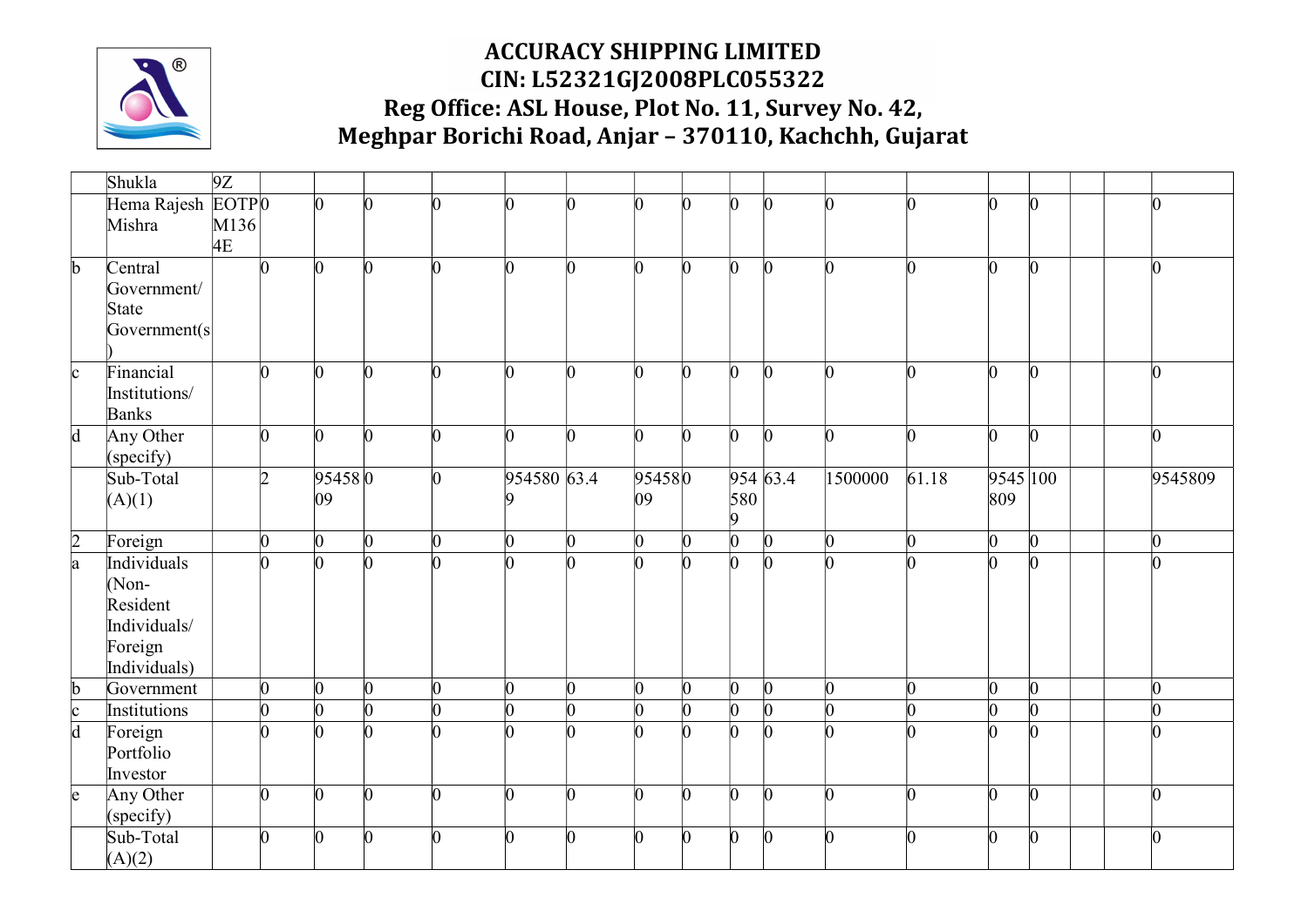| | Shukla | 9Z | | | | | | | | | | | | | | | | | |
|---|---|---|---|---|---|---|---|---|---|---|---|---|---|---|---|---|---|---|---|
| | Hema Rajesh Mishra | EOTPM1364E | 0 | 0 | 0 | 0 | 0 | 0 | 0 | 0 | 0 | 0 | 0 | 0 | 0 | 0 | | | 0 |
| b | Central Government/ State Government(s) | | 0 | 0 | 0 | 0 | 0 | 0 | 0 | 0 | 0 | 0 | 0 | 0 | 0 | 0 | | | 0 |
| c | Financial Institutions/ Banks | | 0 | 0 | 0 | 0 | 0 | 0 | 0 | 0 | 0 | 0 | 0 | 0 | 0 | 0 | | | 0 |
| d | Any Other (specify) | | 0 | 0 | 0 | 0 | 0 | 0 | 0 | 0 | 0 | 0 | 0 | 0 | 0 | 0 | | | 0 |
| | Sub-Total (A)(1) | | 2 | 9545809 | 0 | 0 | 9545809 | 63.4 | 9545809 | 0 | 9545809 | 63.4 | 1500000 | 61.18 | 9545809 | 100 | | | 9545809 |
| 2 | Foreign | | 0 | 0 | 0 | 0 | 0 | 0 | 0 | 0 | 0 | 0 | 0 | 0 | 0 | 0 | | | 0 |
| a | Individuals (Non-Resident Individuals/ Foreign Individuals) | | 0 | 0 | 0 | 0 | 0 | 0 | 0 | 0 | 0 | 0 | 0 | 0 | 0 | 0 | | | 0 |
| b | Government | | 0 | 0 | 0 | 0 | 0 | 0 | 0 | 0 | 0 | 0 | 0 | 0 | 0 | 0 | | | 0 |
| c | Institutions | | 0 | 0 | 0 | 0 | 0 | 0 | 0 | 0 | 0 | 0 | 0 | 0 | 0 | 0 | | | 0 |
| d | Foreign Portfolio Investor | | 0 | 0 | 0 | 0 | 0 | 0 | 0 | 0 | 0 | 0 | 0 | 0 | 0 | 0 | | | 0 |
| e | Any Other (specify) | | 0 | 0 | 0 | 0 | 0 | 0 | 0 | 0 | 0 | 0 | 0 | 0 | 0 | 0 | | | 0 |
| | Sub-Total (A)(2) | | 0 | 0 | 0 | 0 | 0 | 0 | 0 | 0 | 0 | 0 | 0 | 0 | 0 | 0 | | | 0 |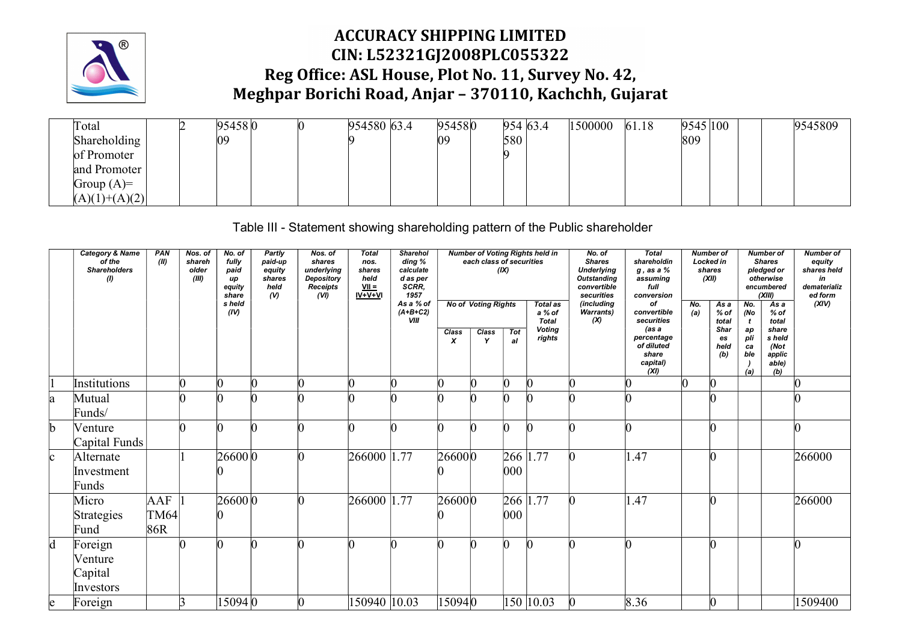# ACCURACY SHIPPING LIMITED

## CIN: L52321GJ2008PLC055322

## Reg Office: ASL House, Plot No. 11, Survey No. 42, Meghpar Borichi Road, Anjar – 370110, Kachchh, Gujarat

| | | | | | | | | | | | | | | | | | | | |
|---|---|---|---|---|---|---|---|---|---|---|---|---|---|---|---|---|---|---|---|
| | Total Shareholding of Promoter and Promoter Group (A)= (A)(1)+(A)(2) | | 2 | 9545809 | 0 | 0 | 9545809 | 63.4 | 9545809 | 0 | 9545809 | 63.4 | 1500000 | 61.18 | 9545809 | 100 | | | 9545809 |

Table III - Statement showing shareholding pattern of the Public shareholder

| | Category & Name of the Shareholders (I) | PAN (II) | Nos. of shareholder (III) | No. of fully paid up equity shares held (IV) | Partly paid-up equity shares held (V) | Nos. of shares underlying Depository Receipts (VI) | Total nos. shares held VII = IV+V+VI | Shareholding % calculated as per SCRR, 1957 As a % of (A+B+C2) VIII | Number of Voting Rights held in each class of securities (IX) | | | | No. of Shares Underlying Outstanding convertible securities (including Warrants) (X) | Total shareholding, as a % assuming full conversion of convertible securities (as a percentage of diluted share capital) (XI) | Number of Locked in shares (XII) | | Number of Shares pledged or otherwise encumbered (XIII) | | Number of equity shares held in dematerialized form (XIV) |
|---|---|---|---|---|---|---|---|---|---|---|---|---|---|---|---|---|---|---|---|
| | | | | | | | | | No of Voting Rights | | | Total as a % of Total Voting rights | | | No. (a) | As a % of total Shares held (b) | No. (Not applicable) (a) | As a % of total shares held (Not applicable) (b) | |
| | | | | | | | | | Class X | Class Y | Total | | | | | | | | |
| 1 | Institutions | | 0 | 0 | 0 | 0 | 0 | 0 | 0 | 0 | 0 | 0 | 0 | 0 | 0 | 0 | | | 0 |
| a | Mutual Funds/ | | 0 | 0 | 0 | 0 | 0 | 0 | 0 | 0 | 0 | 0 | 0 | 0 | | 0 | | | 0 |
| b | Venture Capital Funds | | 0 | 0 | 0 | 0 | 0 | 0 | 0 | 0 | 0 | 0 | 0 | 0 | | 0 | | | 0 |
| c | Alternate Investment Funds | | 1 | 266000 | 0 | 0 | 266000 | 1.77 | 266000 | 0 | 266000 | 1.77 | 0 | 1.47 | | 0 | | | 266000 |
| | Micro Strategies Fund | AAFTM6486R | 1 | 266000 | 0 | 0 | 266000 | 1.77 | 266000 | 0 | 266000 | 1.77 | 0 | 1.47 | | 0 | | | 266000 |
| d | Foreign Venture Capital Investors | | 0 | 0 | 0 | 0 | 0 | 0 | 0 | 0 | 0 | 0 | 0 | 0 | | 0 | | | 0 |
| e | Foreign | | 3 | 15094 | 0 | 0 | 150940 | 10.03 | 15094 | 0 | 150 | 10.03 | 0 | 8.36 | | 0 | | | 1509400 |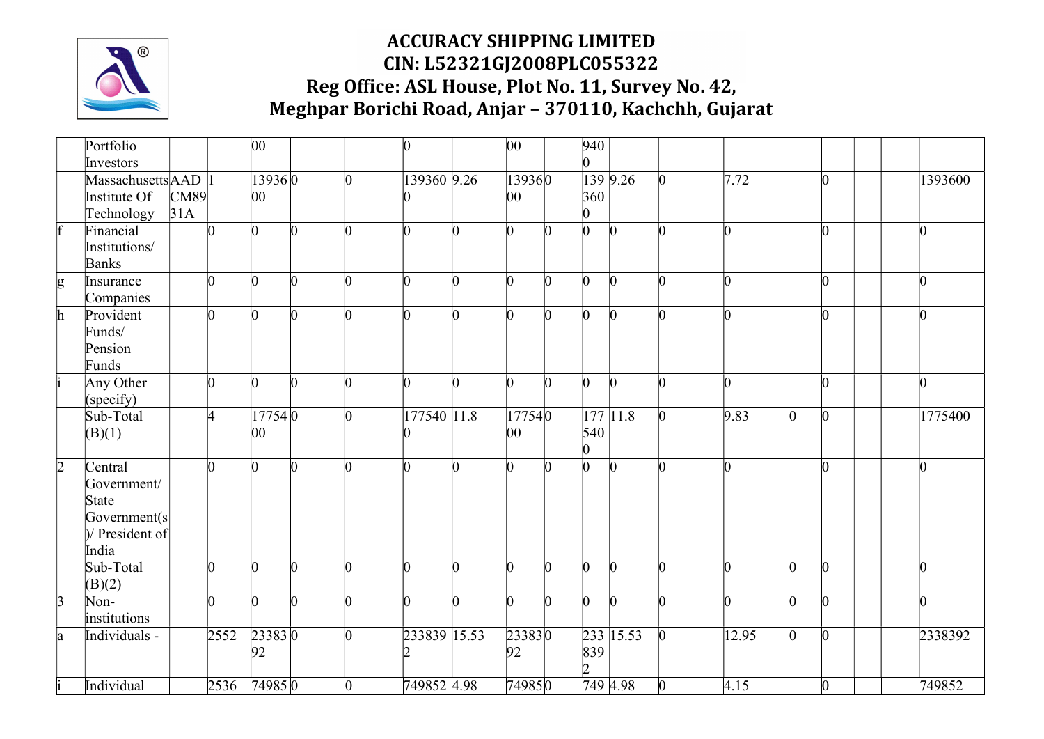| | | | | | | | | | | | | | | | | | | | |
|---|---|---|---|---|---|---|---|---|---|---|---|---|---|---|---|---|---|---|---|
| | Portfolio Investors | | | 00 | | | 0 | | 00 | | 9400 | | | | | | | | |
| | Massachusetts Institute Of Technology | AADCM8931A | 1 | 1393600 | 0 | 0 | 1393600 | 9.26 | 1393600 | 0 | 1393600 | 9.26 | 0 | 7.72 | | 0 | | | 1393600 |
| f | Financial Institutions/ Banks | | 0 | 0 | 0 | 0 | 0 | 0 | 0 | 0 | 0 | 0 | 0 | 0 | | 0 | | | 0 |
| g | Insurance Companies | | 0 | 0 | 0 | 0 | 0 | 0 | 0 | 0 | 0 | 0 | 0 | 0 | | 0 | | | 0 |
| h | Provident Funds/ Pension Funds | | 0 | 0 | 0 | 0 | 0 | 0 | 0 | 0 | 0 | 0 | 0 | 0 | | 0 | | | 0 |
| i | Any Other (specify) | | 0 | 0 | 0 | 0 | 0 | 0 | 0 | 0 | 0 | 0 | 0 | 0 | | 0 | | | 0 |
| | Sub-Total (B)(1) | | 4 | 1775400 | 0 | 0 | 1775400 | 11.8 | 1775400 | 0 | 1775400 | 11.8 | 0 | 9.83 | 0 | 0 | | | 1775400 |
| 2 | Central Government/ State Government(s)/ President of India | | 0 | 0 | 0 | 0 | 0 | 0 | 0 | 0 | 0 | 0 | 0 | 0 | | 0 | | | 0 |
| | Sub-Total (B)(2) | | 0 | 0 | 0 | 0 | 0 | 0 | 0 | 0 | 0 | 0 | 0 | 0 | 0 | 0 | | | 0 |
| 3 | Non-institutions | | 0 | 0 | 0 | 0 | 0 | 0 | 0 | 0 | 0 | 0 | 0 | 0 | 0 | 0 | | | 0 |
| a | Individuals - | | 2552 | 2338392 | 0 | 0 | 2338392 | 15.53 | 2338392 | 0 | 2338392 | 15.53 | 0 | 12.95 | 0 | 0 | | | 2338392 |
| i | Individual | | 2536 | 749852 | 0 | 0 | 749852 | 4.98 | 749852 | 0 | 749852 | 4.98 | 0 | 4.15 | | 0 | | | 749852 |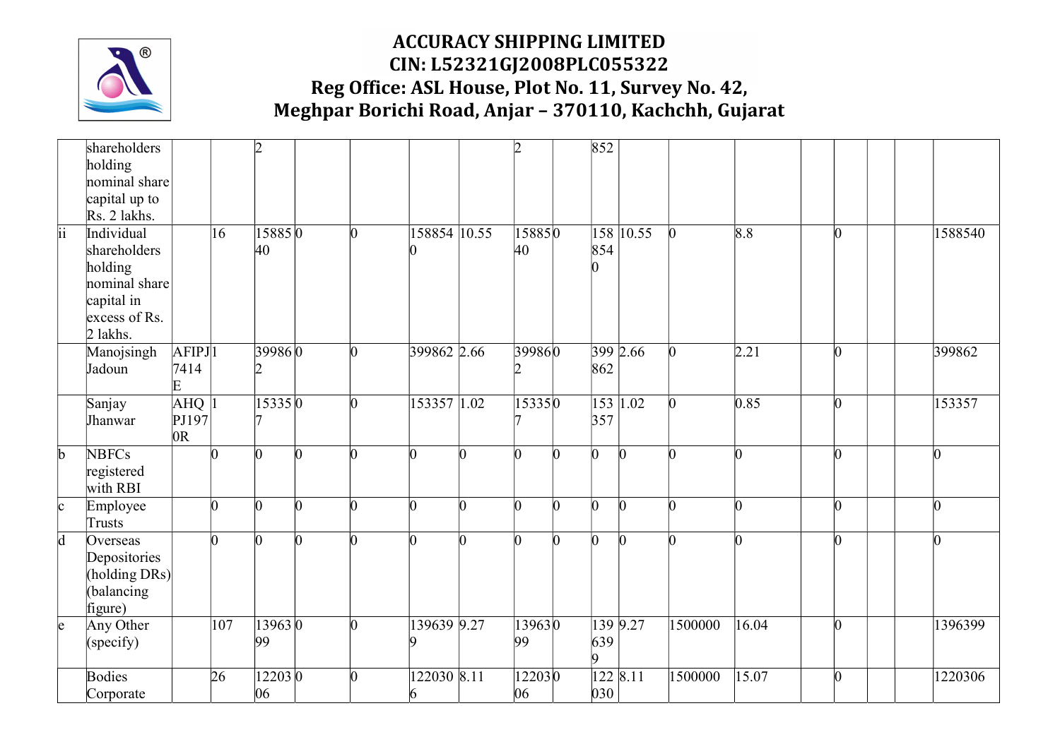| | shareholders holding nominal share capital up to Rs. 2 lakhs. | | | 2 | | | | | 2 | | 852 | | | | | | | | |
|---|---|---|---|---|---|---|---|---|---|---|---|---|---|---|---|---|---|---|---|
| ii | Individual shareholders holding nominal share capital in excess of Rs. 2 lakhs. | | 16 | 1588540 | 0 | 0 | 1588540 | 10.55 | 1588540 | 0 | 1588540 | 10.55 | 0 | 8.8 | | 0 | | | 1588540 |
| | Manojsingh Jadoun | AFIPJ7414E | 1 | 399862 | 0 | 0 | 399862 | 2.66 | 399862 | 0 | 399862 | 2.66 | 0 | 2.21 | | 0 | | | 399862 |
| | Sanjay Jhanwar | AHQPJ1970R | 1 | 153357 | 0 | 0 | 153357 | 1.02 | 153357 | 0 | 153357 | 1.02 | 0 | 0.85 | | 0 | | | 153357 |
| b | NBFCs registered with RBI | | 0 | 0 | 0 | 0 | 0 | 0 | 0 | 0 | 0 | 0 | 0 | 0 | | 0 | | | 0 |
| c | Employee Trusts | | 0 | 0 | 0 | 0 | 0 | 0 | 0 | 0 | 0 | 0 | 0 | 0 | | 0 | | | 0 |
| d | Overseas Depositories (holding DRs) (balancing figure) | | 0 | 0 | 0 | 0 | 0 | 0 | 0 | 0 | 0 | 0 | 0 | 0 | | 0 | | | 0 |
| e | Any Other (specify) | | 107 | 1396399 | 0 | 0 | 1396399 | 9.27 | 1396399 | 0 | 1396399 | 9.27 | 1500000 | 16.04 | | 0 | | | 1396399 |
| | Bodies Corporate | | 26 | 1220306 | 0 | 0 | 1220306 | 8.11 | 1220306 | 0 | 1220306 | 8.11 | 1500000 | 15.07 | | 0 | | | 1220306 |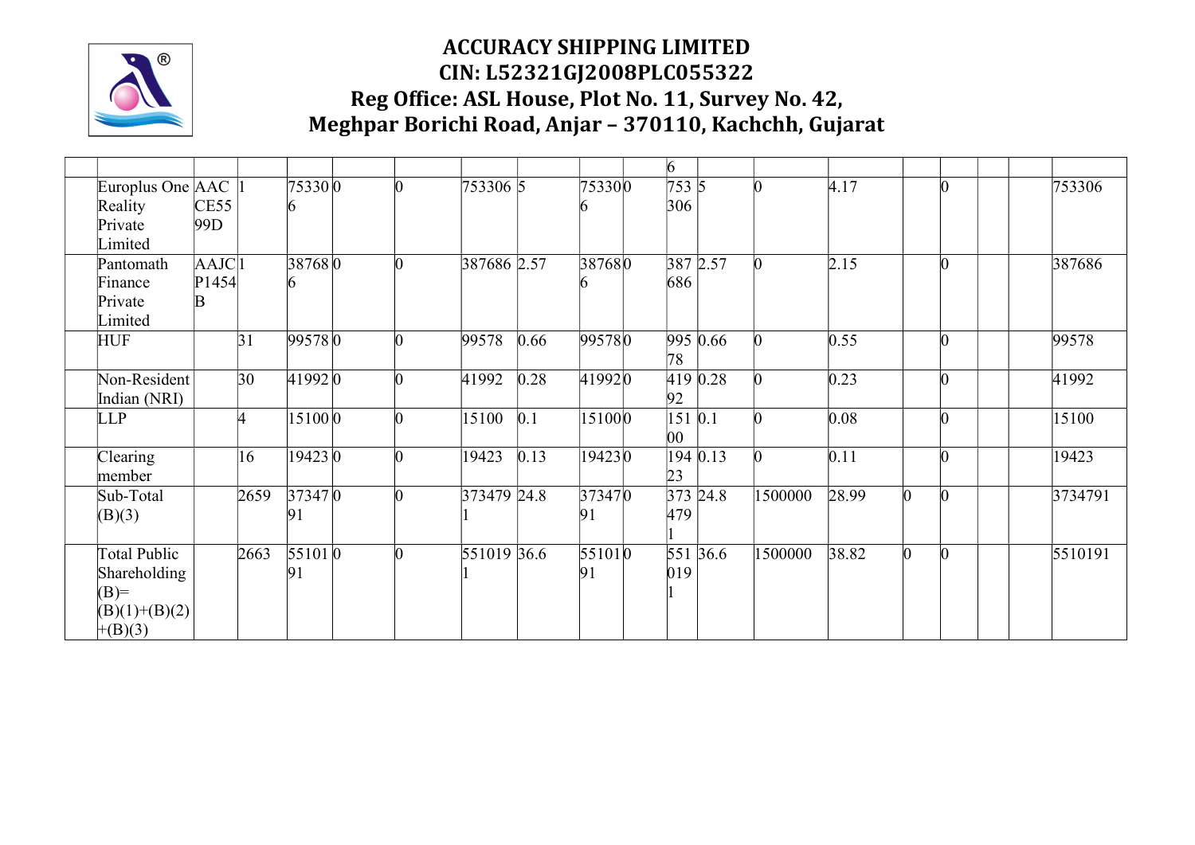| | | | | | | | | | | | | | | | | | | | |
|---|---|---|---|---|---|---|---|---|---|---|---|---|---|---|---|---|---|---|---|
| | | | | | | | | | | | 6 | | | | | | | | |
| | Europlus One Reality Private Limited | AACCE5599D | 1 | 753306 | 0 | 0 | 753306 | 5 | 753306 | 0 | 753306 | 5 | 0 | 4.17 | | 0 | | | 753306 |
| | Pantomath Finance Private Limited | AAJCP1454B | 1 | 387686 | 0 | 0 | 387686 | 2.57 | 387686 | 0 | 387686 | 2.57 | 0 | 2.15 | | 0 | | | 387686 |
| | HUF | | 31 | 99578 | 0 | 0 | 99578 | 0.66 | 99578 | 0 | 99578 | 0.66 | 0 | 0.55 | | 0 | | | 99578 |
| | Non-Resident Indian (NRI) | | 30 | 41992 | 0 | 0 | 41992 | 0.28 | 41992 | 0 | 41992 | 0.28 | 0 | 0.23 | | 0 | | | 41992 |
| | LLP | | 4 | 15100 | 0 | 0 | 15100 | 0.1 | 15100 | 0 | 15100 | 0.1 | 0 | 0.08 | | 0 | | | 15100 |
| | Clearing member | | 16 | 19423 | 0 | 0 | 19423 | 0.13 | 19423 | 0 | 19423 | 0.13 | 0 | 0.11 | | 0 | | | 19423 |
| | Sub-Total (B)(3) | | 2659 | 3734791 | 0 | 0 | 3734791 | 24.8 | 3734791 | 0 | 3734791 | 24.8 | 1500000 | 28.99 | 0 | 0 | | | 3734791 |
| | Total Public Shareholding (B)= (B)(1)+(B)(2) +(B)(3) | | 2663 | 5510191 | 0 | 0 | 5510191 | 36.6 | 5510191 | 0 | 5510191 | 36.6 | 1500000 | 38.82 | 0 | 0 | | | 5510191 |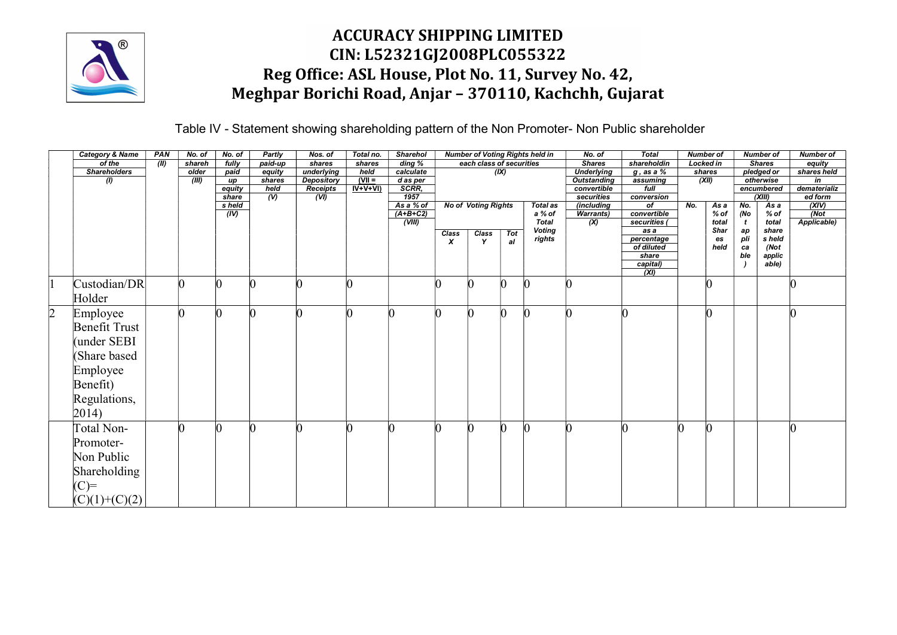# ACCURACY SHIPPING LIMITED
# CIN: L52321GJ2008PLC055322
# Reg Office: ASL House, Plot No. 11, Survey No. 42, Meghpar Borichi Road, Anjar – 370110, Kachchh, Gujarat

Table IV - Statement showing shareholding pattern of the Non Promoter- Non Public shareholder

| | Category & Name of the Shareholders (I) | PAN (II) | No. of shareholder (III) | No. of fully paid up equity shares held (IV) | Partly paid-up equity shares held (V) | Nos. of shares underlying Depository Receipts (VI) | Total no. shares held (VII = IV+V+VI) | Shareholding % calculated as per SCRR, 1957 As a % of (A+B+C2) (VIII) | Number of Voting Rights held in each class of securities (IX) | | | | No. of Shares Underlying Outstanding convertible securities (including Warrants) (X) | Total shareholding, as a % assuming full conversion of convertible securities ( as a percentage of diluted share capital) (XI) | Number of Locked in shares (XII) | | Number of Shares pledged or otherwise encumbered (XIII) | | Number of equity shares held in dematerialized form (XIV) (Not Applicable) |
|---|---|---|---|---|---|---|---|---|---|---|---|---|---|---|---|---|---|---|---|
| | | | | | | | | | No of Voting Rights Class X | Class Y | Total | Total as a % of Total Voting rights | | | No. | As a % of total Shares held | No. (Not applicable) | As a % of total shares held (Not applicable) | |
| 1 | Custodian/DR Holder | | 0 | 0 | 0 | 0 | 0 | | 0 | 0 | 0 | 0 | 0 | | | 0 | | | 0 |
| 2 | Employee Benefit Trust (under SEBI (Share based Employee Benefit) Regulations, 2014) | | 0 | 0 | 0 | 0 | 0 | 0 | 0 | 0 | 0 | 0 | 0 | 0 | | 0 | | | 0 |
| | Total Non-Promoter-Non Public Shareholding (C)= (C)(1)+(C)(2) | | 0 | 0 | 0 | 0 | 0 | 0 | 0 | 0 | 0 | 0 | 0 | 0 | 0 | 0 | | | 0 |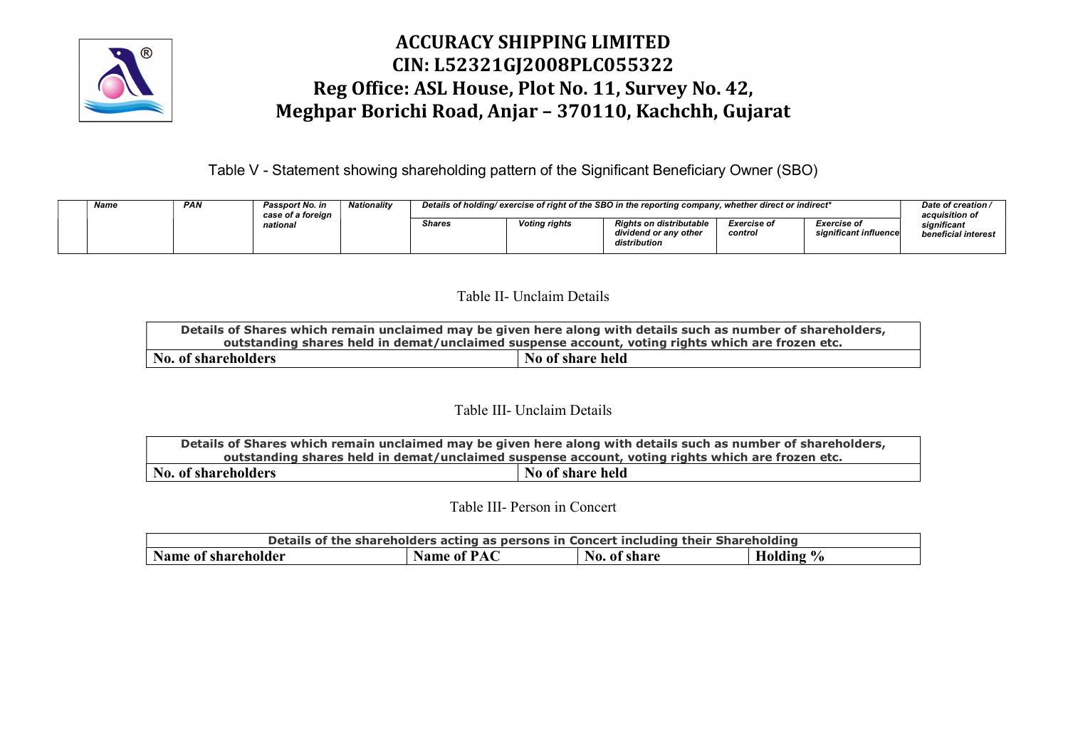# ACCURACY SHIPPING LIMITED

## CIN: L52321GJ2008PLC055322

## Reg Office: ASL House, Plot No. 11, Survey No. 42, Meghpar Borichi Road, Anjar – 370110, Kachchh, Gujarat

Table V - Statement showing shareholding pattern of the Significant Beneficiary Owner (SBO)

| | *Name* | *PAN* | *Passport No. in case of a foreign national* | *Nationality* | *Details of holding/ exercise of right of the SBO in the reporting company, whether direct or indirect** | | | | | *Date of creation / acquisition of significant beneficial interest* |
|---|---|---|---|---|---|---|---|---|---|---|
| | | | | | *Shares* | *Voting rights* | *Rights on distributable dividend or any other distribution* | *Exercise of control* | *Exercise of significant influence* | |

Table II- Unclaim Details

| Details of Shares which remain unclaimed may be given here along with details such as number of shareholders, outstanding shares held in demat/unclaimed suspense account, voting rights which are frozen etc. | |
|---|---|
| **No. of shareholders** | **No of share held** |

Table III- Unclaim Details

| Details of Shares which remain unclaimed may be given here along with details such as number of shareholders, outstanding shares held in demat/unclaimed suspense account, voting rights which are frozen etc. | |
|---|---|
| **No. of shareholders** | **No of share held** |

Table III- Person in Concert

| Details of the shareholders acting as persons in Concert including their Shareholding | | | |
|---|---|---|---|
| **Name of shareholder** | **Name of PAC** | **No. of share** | **Holding %** |